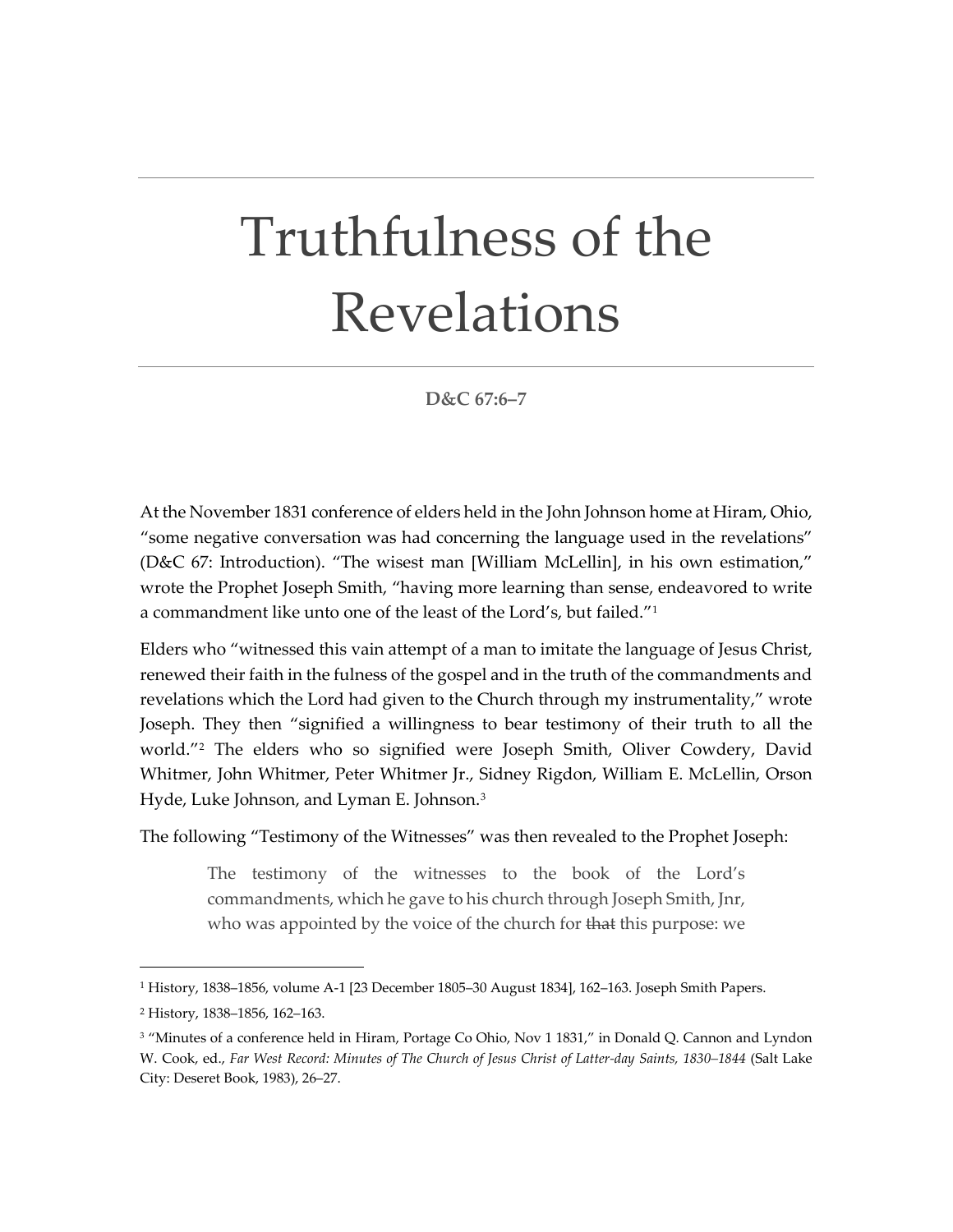# Truthfulness of the Revelations

**D&C 67:6–7**

At the November 1831 conference of elders held in the John Johnson home at Hiram, Ohio, "some negative conversation was had concerning the language used in the revelations" (D&C 67: Introduction). "The wisest man [William McLellin], in his own estimation," wrote the Prophet Joseph Smith, "having more learning than sense, endeavored to write a commandment like unto one of the least of the Lord's, but failed."[1]

Elders who "witnessed this vain attempt of a man to imitate the language of Jesus Christ, renewed their faith in the fulness of the gospel and in the truth of the commandments and revelations which the Lord had given to the Church through my instrumentality," wrote Joseph. They then "signified a willingness to bear testimony of their truth to all the world."[2] The elders who so signified were Joseph Smith, Oliver Cowdery, David Whitmer, John Whitmer, Peter Whitmer Jr., Sidney Rigdon, William E. McLellin, Orson Hyde, Luke Johnson, and Lyman E. Johnson.[3]

The following "Testimony of the Witnesses" was then revealed to the Prophet Joseph:

> The testimony of the witnesses to the book of the Lord's commandments, which he gave to his church through Joseph Smith, Jnr, who was appointed by the voice of the church for ~~that~~ this purpose: we

---

[1] History, 1838–1856, volume A-1 [23 December 1805–30 August 1834], 162–163. Joseph Smith Papers.

[2] History, 1838–1856, 162–163.

[3] "Minutes of a conference held in Hiram, Portage Co Ohio, Nov 1 1831," in Donald Q. Cannon and Lyndon W. Cook, ed., *Far West Record: Minutes of The Church of Jesus Christ of Latter-day Saints, 1830–1844* (Salt Lake City: Deseret Book, 1983), 26–27.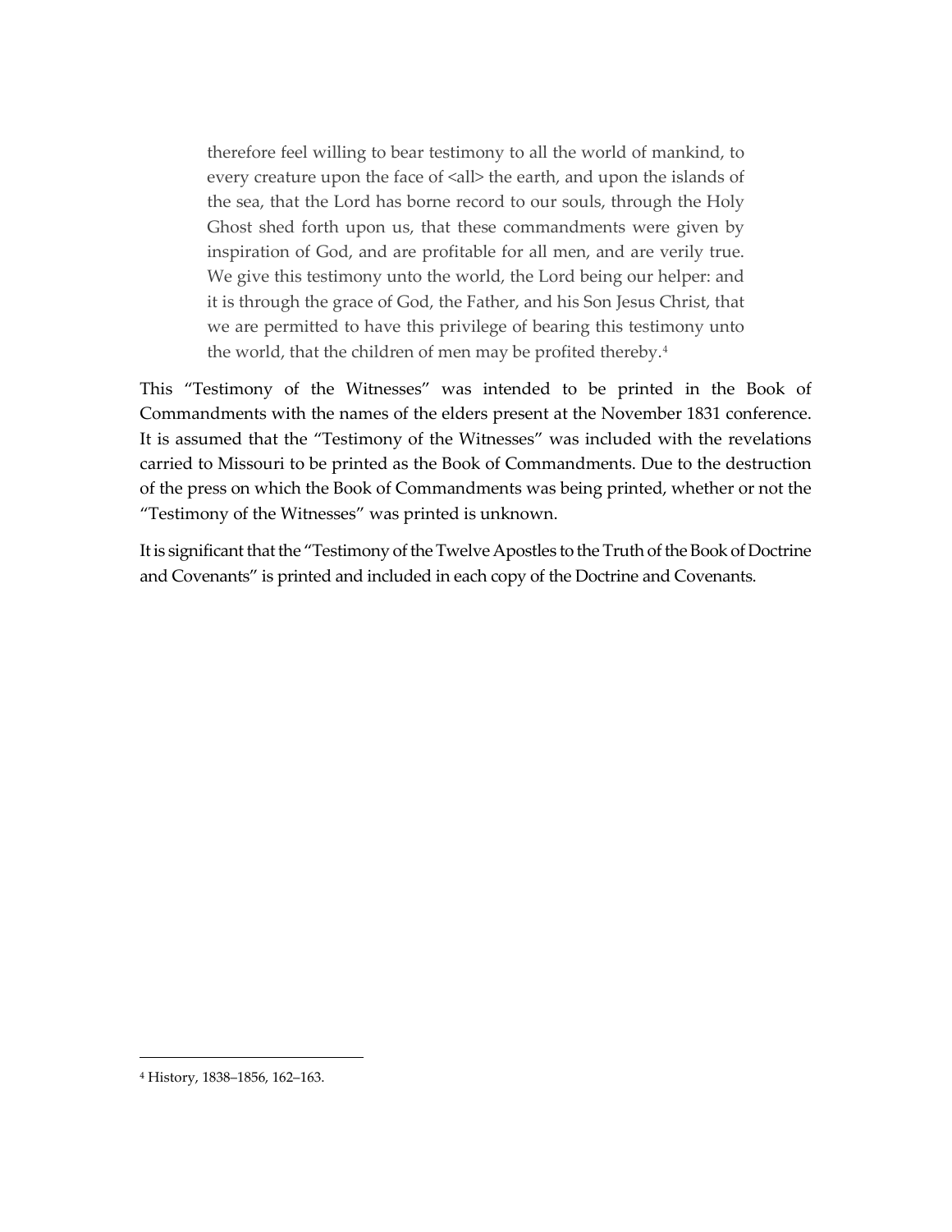> therefore feel willing to bear testimony to all the world of mankind, to every creature upon the face of <all> the earth, and upon the islands of the sea, that the Lord has borne record to our souls, through the Holy Ghost shed forth upon us, that these commandments were given by inspiration of God, and are profitable for all men, and are verily true. We give this testimony unto the world, the Lord being our helper: and it is through the grace of God, the Father, and his Son Jesus Christ, that we are permitted to have this privilege of bearing this testimony unto the world, that the children of men may be profited thereby.[4]

This "Testimony of the Witnesses" was intended to be printed in the Book of Commandments with the names of the elders present at the November 1831 conference. It is assumed that the "Testimony of the Witnesses" was included with the revelations carried to Missouri to be printed as the Book of Commandments. Due to the destruction of the press on which the Book of Commandments was being printed, whether or not the "Testimony of the Witnesses" was printed is unknown.

It is significant that the "Testimony of the Twelve Apostles to the Truth of the Book of Doctrine and Covenants" is printed and included in each copy of the Doctrine and Covenants.

[4] History, 1838–1856, 162–163.